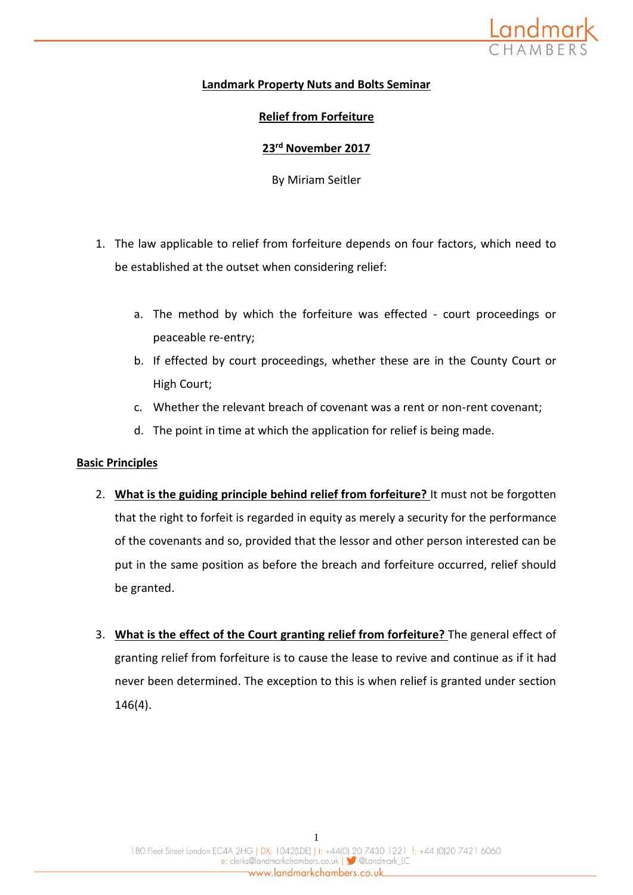**Landmark Property Nuts and Bolts Seminar**

**Relief from Forfeiture**

**23rd November 2017**

By Miriam Seitler

1. The law applicable to relief from forfeiture depends on four factors, which need to be established at the outset when considering relief:

    a. The method by which the forfeiture was effected - court proceedings or peaceable re-entry;
    b. If effected by court proceedings, whether these are in the County Court or High Court;
    c. Whether the relevant breach of covenant was a rent or non-rent covenant;
    d. The point in time at which the application for relief is being made.

## Basic Principles

2. **What is the guiding principle behind relief from forfeiture?** It must not be forgotten that the right to forfeit is regarded in equity as merely a security for the performance of the covenants and so, provided that the lessor and other person interested can be put in the same position as before the breach and forfeiture occurred, relief should be granted.

3. **What is the effect of the Court granting relief from forfeiture?** The general effect of granting relief from forfeiture is to cause the lease to revive and continue as if it had never been determined. The exception to this is when relief is granted under section 146(4).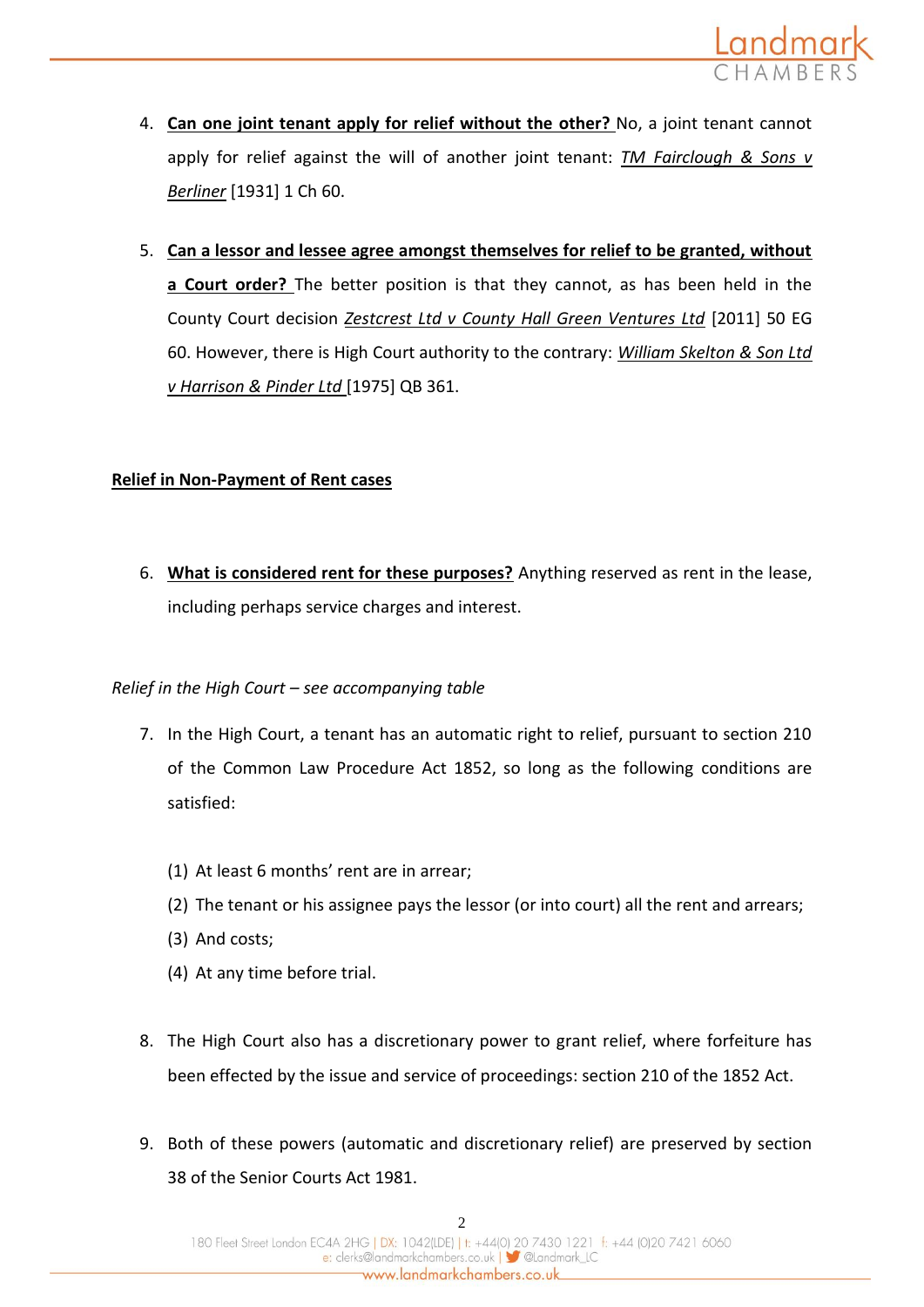4. **Can one joint tenant apply for relief without the other?** No, a joint tenant cannot apply for relief against the will of another joint tenant: *TM Fairclough & Sons v Berliner* [1931] 1 Ch 60.

5. **Can a lessor and lessee agree amongst themselves for relief to be granted, without a Court order?** The better position is that they cannot, as has been held in the County Court decision *Zestcrest Ltd v County Hall Green Ventures Ltd* [2011] 50 EG 60. However, there is High Court authority to the contrary: *William Skelton & Son Ltd v Harrison & Pinder Ltd* [1975] QB 361.

**Relief in Non-Payment of Rent cases**

6. **What is considered rent for these purposes?** Anything reserved as rent in the lease, including perhaps service charges and interest.

*Relief in the High Court – see accompanying table*

7. In the High Court, a tenant has an automatic right to relief, pursuant to section 210 of the Common Law Procedure Act 1852, so long as the following conditions are satisfied:

   (1) At least 6 months' rent are in arrear;
   (2) The tenant or his assignee pays the lessor (or into court) all the rent and arrears;
   (3) And costs;
   (4) At any time before trial.

8. The High Court also has a discretionary power to grant relief, where forfeiture has been effected by the issue and service of proceedings: section 210 of the 1852 Act.

9. Both of these powers (automatic and discretionary relief) are preserved by section 38 of the Senior Courts Act 1981.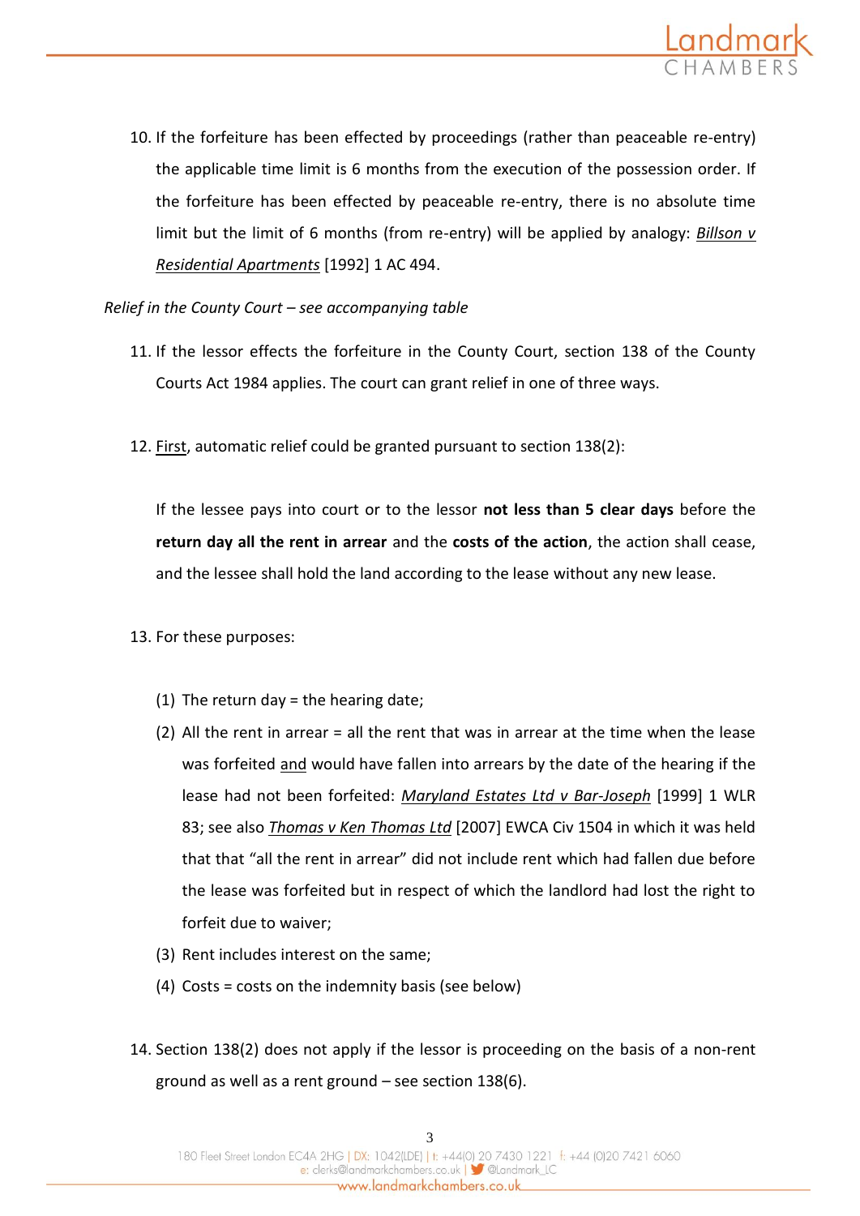10. If the forfeiture has been effected by proceedings (rather than peaceable re-entry) the applicable time limit is 6 months from the execution of the possession order. If the forfeiture has been effected by peaceable re-entry, there is no absolute time limit but the limit of 6 months (from re-entry) will be applied by analogy: *Billson v Residential Apartments* [1992] 1 AC 494.

*Relief in the County Court – see accompanying table*

11. If the lessor effects the forfeiture in the County Court, section 138 of the County Courts Act 1984 applies. The court can grant relief in one of three ways.

12. First, automatic relief could be granted pursuant to section 138(2):

    If the lessee pays into court or to the lessor **not less than 5 clear days** before the **return day all the rent in arrear** and the **costs of the action**, the action shall cease, and the lessee shall hold the land according to the lease without any new lease.

13. For these purposes:

    (1) The return day = the hearing date;

    (2) All the rent in arrear = all the rent that was in arrear at the time when the lease was forfeited and would have fallen into arrears by the date of the hearing if the lease had not been forfeited: *Maryland Estates Ltd v Bar-Joseph* [1999] 1 WLR 83; see also *Thomas v Ken Thomas Ltd* [2007] EWCA Civ 1504 in which it was held that that "all the rent in arrear" did not include rent which had fallen due before the lease was forfeited but in respect of which the landlord had lost the right to forfeit due to waiver;

    (3) Rent includes interest on the same;

    (4) Costs = costs on the indemnity basis (see below)

14. Section 138(2) does not apply if the lessor is proceeding on the basis of a non-rent ground as well as a rent ground – see section 138(6).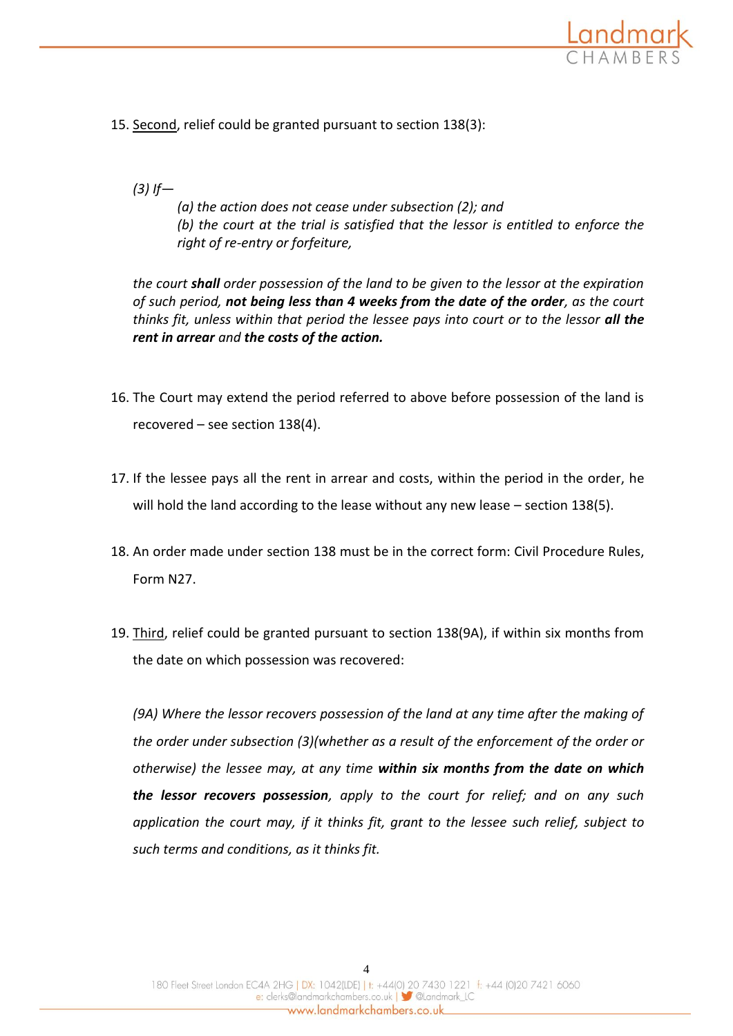15. <u>Second</u>, relief could be granted pursuant to section 138(3):

> *(3) If—*
>
> > *(a) the action does not cease under subsection (2); and*
> > *(b) the court at the trial is satisfied that the lessor is entitled to enforce the right of re-entry or forfeiture,*
>
> *the court* ***shall*** *order possession of the land to be given to the lessor at the expiration of such period,* ***not being less than 4 weeks from the date of the order****, as the court thinks fit, unless within that period the lessee pays into court or to the lessor* ***all the rent in arrear*** *and* ***the costs of the action.***

16. The Court may extend the period referred to above before possession of the land is recovered – see section 138(4).

17. If the lessee pays all the rent in arrear and costs, within the period in the order, he will hold the land according to the lease without any new lease – section 138(5).

18. An order made under section 138 must be in the correct form: Civil Procedure Rules, Form N27.

19. <u>Third</u>, relief could be granted pursuant to section 138(9A), if within six months from the date on which possession was recovered:

> *(9A) Where the lessor recovers possession of the land at any time after the making of the order under subsection (3)(whether as a result of the enforcement of the order or otherwise) the lessee may, at any time* ***within six months from the date on which the lessor recovers possession****, apply to the court for relief; and on any such application the court may, if it thinks fit, grant to the lessee such relief, subject to such terms and conditions, as it thinks fit.*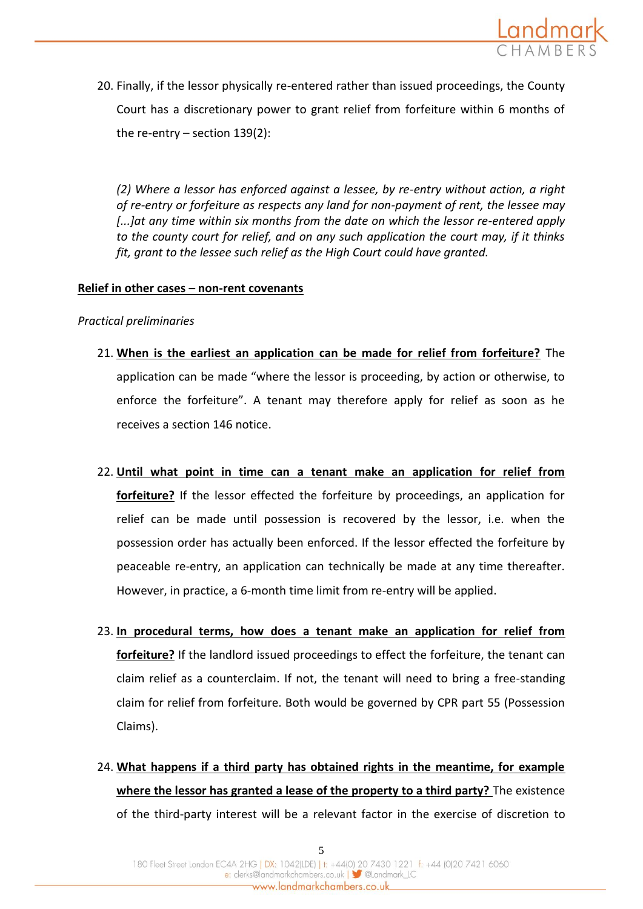20. Finally, if the lessor physically re-entered rather than issued proceedings, the County Court has a discretionary power to grant relief from forfeiture within 6 months of the re-entry – section 139(2):

> *(2) Where a lessor has enforced against a lessee, by re-entry without action, a right of re-entry or forfeiture as respects any land for non-payment of rent, the lessee may [...]at any time within six months from the date on which the lessor re-entered apply to the county court for relief, and on any such application the court may, if it thinks fit, grant to the lessee such relief as the High Court could have granted.*

**Relief in other cases – non-rent covenants**

*Practical preliminaries*

21. **When is the earliest an application can be made for relief from forfeiture?** The application can be made "where the lessor is proceeding, by action or otherwise, to enforce the forfeiture". A tenant may therefore apply for relief as soon as he receives a section 146 notice.

22. **Until what point in time can a tenant make an application for relief from forfeiture?** If the lessor effected the forfeiture by proceedings, an application for relief can be made until possession is recovered by the lessor, i.e. when the possession order has actually been enforced. If the lessor effected the forfeiture by peaceable re-entry, an application can technically be made at any time thereafter. However, in practice, a 6-month time limit from re-entry will be applied.

23. **In procedural terms, how does a tenant make an application for relief from forfeiture?** If the landlord issued proceedings to effect the forfeiture, the tenant can claim relief as a counterclaim. If not, the tenant will need to bring a free-standing claim for relief from forfeiture. Both would be governed by CPR part 55 (Possession Claims).

24. **What happens if a third party has obtained rights in the meantime, for example where the lessor has granted a lease of the property to a third party?** The existence of the third-party interest will be a relevant factor in the exercise of discretion to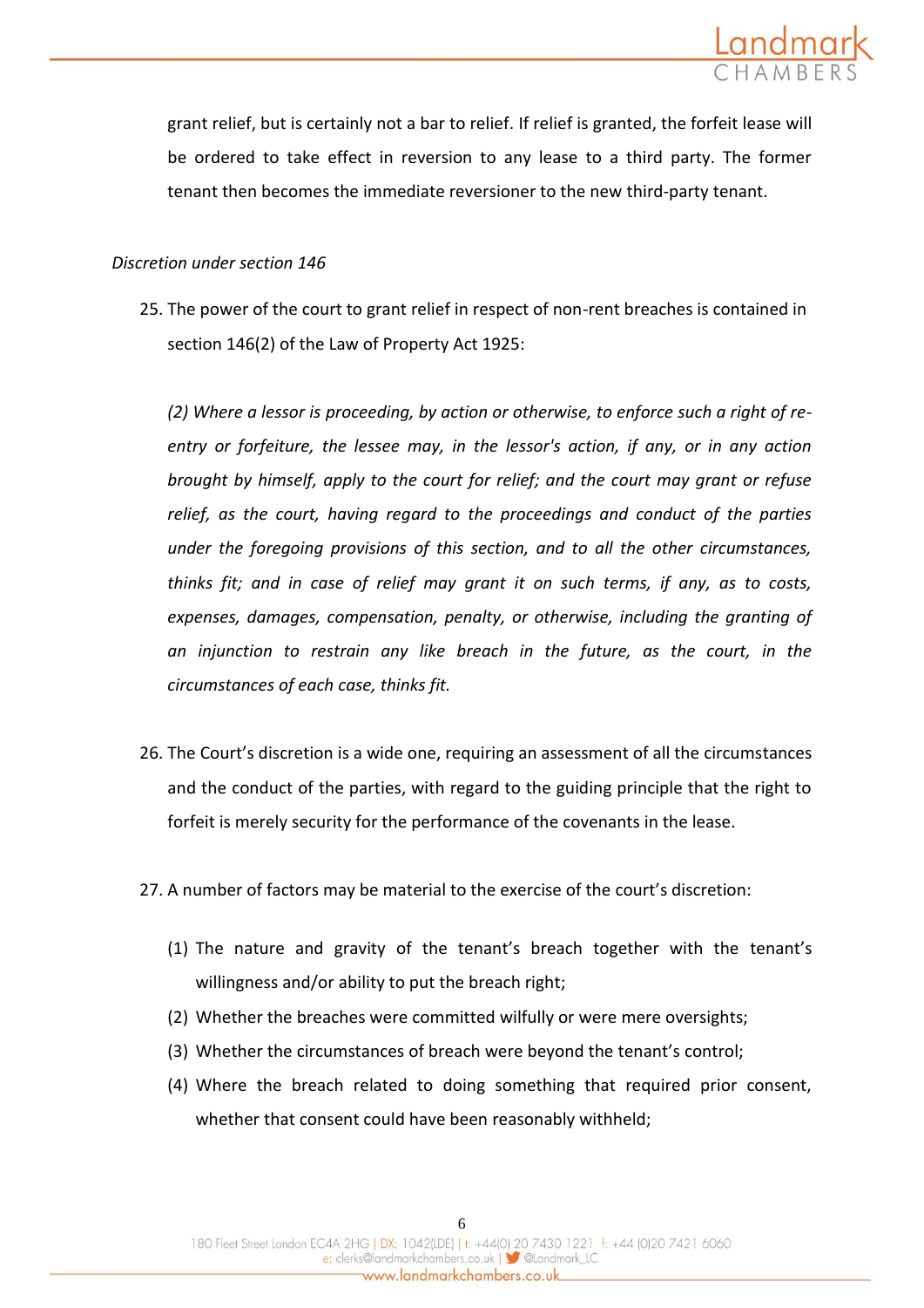grant relief, but is certainly not a bar to relief. If relief is granted, the forfeit lease will be ordered to take effect in reversion to any lease to a third party. The former tenant then becomes the immediate reversioner to the new third-party tenant.

*Discretion under section 146*

25. The power of the court to grant relief in respect of non-rent breaches is contained in section 146(2) of the Law of Property Act 1925:

    *(2) Where a lessor is proceeding, by action or otherwise, to enforce such a right of re-entry or forfeiture, the lessee may, in the lessor's action, if any, or in any action brought by himself, apply to the court for relief; and the court may grant or refuse relief, as the court, having regard to the proceedings and conduct of the parties under the foregoing provisions of this section, and to all the other circumstances, thinks fit; and in case of relief may grant it on such terms, if any, as to costs, expenses, damages, compensation, penalty, or otherwise, including the granting of an injunction to restrain any like breach in the future, as the court, in the circumstances of each case, thinks fit.*

26. The Court's discretion is a wide one, requiring an assessment of all the circumstances and the conduct of the parties, with regard to the guiding principle that the right to forfeit is merely security for the performance of the covenants in the lease.

27. A number of factors may be material to the exercise of the court's discretion:

    (1) The nature and gravity of the tenant's breach together with the tenant's willingness and/or ability to put the breach right;

    (2) Whether the breaches were committed wilfully or were mere oversights;

    (3) Whether the circumstances of breach were beyond the tenant's control;

    (4) Where the breach related to doing something that required prior consent, whether that consent could have been reasonably withheld;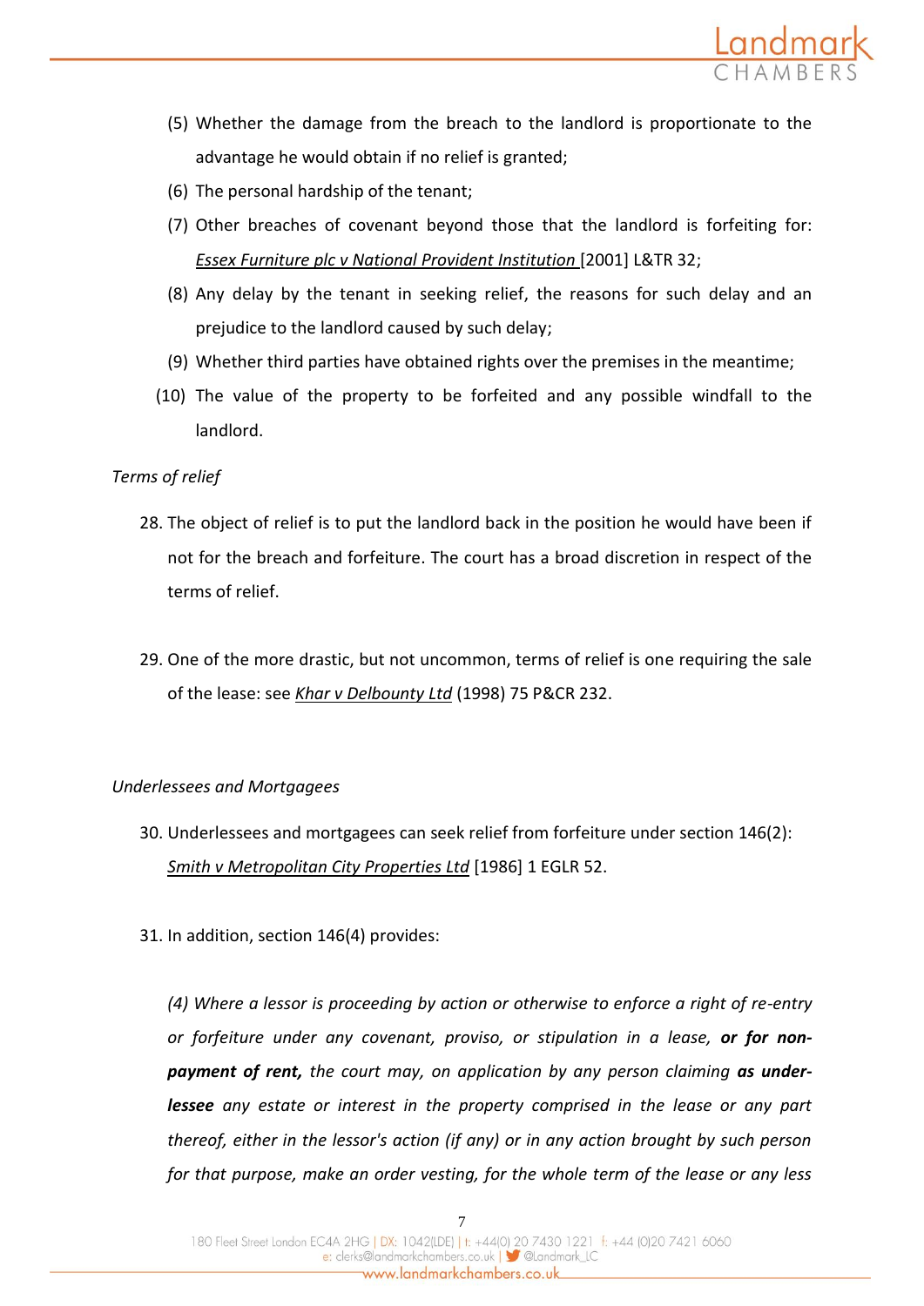(5) Whether the damage from the breach to the landlord is proportionate to the advantage he would obtain if no relief is granted;

(6) The personal hardship of the tenant;

(7) Other breaches of covenant beyond those that the landlord is forfeiting for: *Essex Furniture plc v National Provident Institution* [2001] L&TR 32;

(8) Any delay by the tenant in seeking relief, the reasons for such delay and an prejudice to the landlord caused by such delay;

(9) Whether third parties have obtained rights over the premises in the meantime;

(10) The value of the property to be forfeited and any possible windfall to the landlord.

*Terms of relief*

28. The object of relief is to put the landlord back in the position he would have been if not for the breach and forfeiture. The court has a broad discretion in respect of the terms of relief.

29. One of the more drastic, but not uncommon, terms of relief is one requiring the sale of the lease: see *Khar v Delbounty Ltd* (1998) 75 P&CR 232.

*Underlessees and Mortgagees*

30. Underlessees and mortgagees can seek relief from forfeiture under section 146(2): *Smith v Metropolitan City Properties Ltd* [1986] 1 EGLR 52.

31. In addition, section 146(4) provides:

*(4) Where a lessor is proceeding by action or otherwise to enforce a right of re-entry or forfeiture under any covenant, proviso, or stipulation in a lease, **or for non-payment of rent,** the court may, on application by any person claiming **as under-lessee** any estate or interest in the property comprised in the lease or any part thereof, either in the lessor's action (if any) or in any action brought by such person for that purpose, make an order vesting, for the whole term of the lease or any less*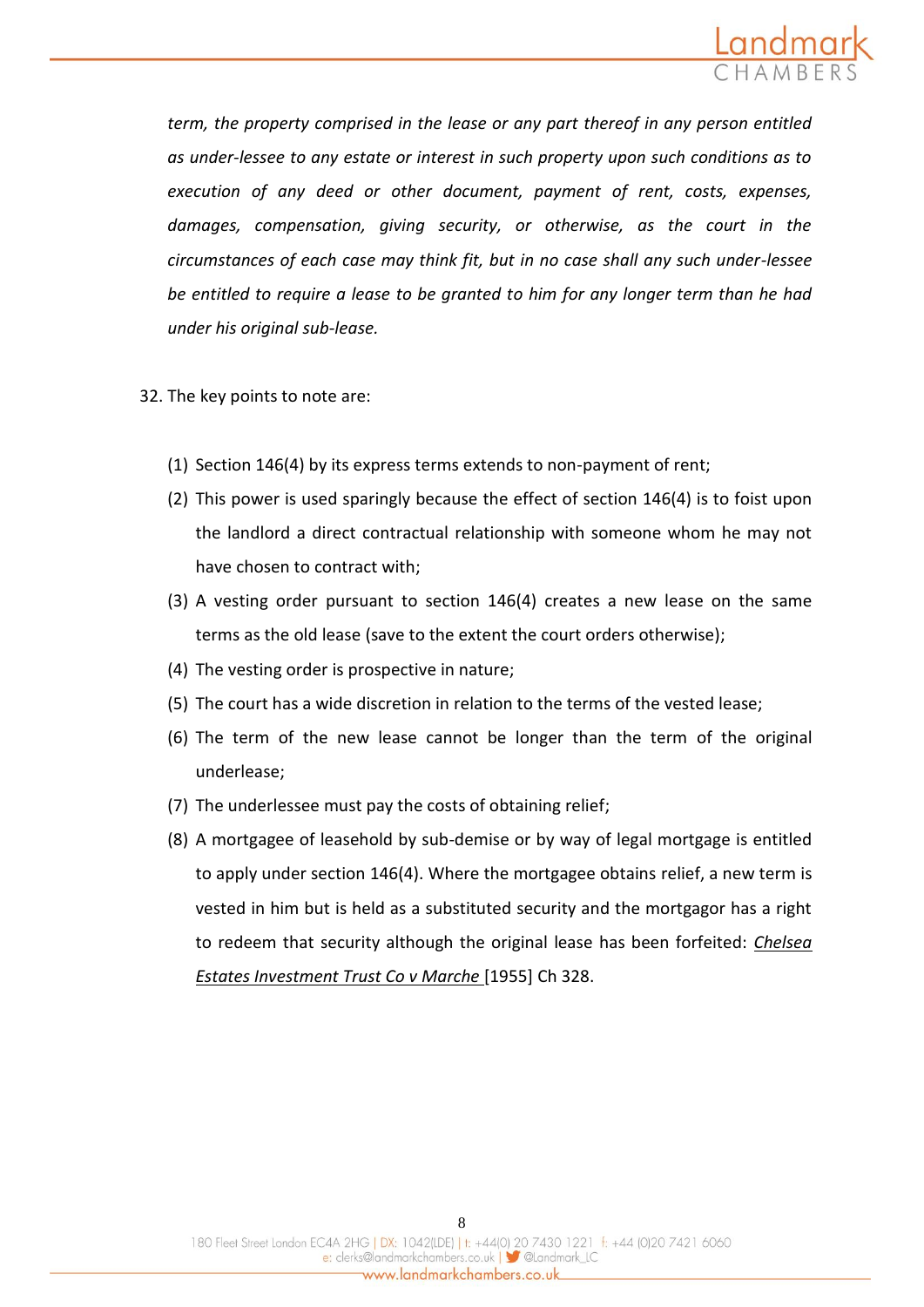*term, the property comprised in the lease or any part thereof in any person entitled as under-lessee to any estate or interest in such property upon such conditions as to execution of any deed or other document, payment of rent, costs, expenses, damages, compensation, giving security, or otherwise, as the court in the circumstances of each case may think fit, but in no case shall any such under-lessee be entitled to require a lease to be granted to him for any longer term than he had under his original sub-lease.*

32. The key points to note are:

    (1) Section 146(4) by its express terms extends to non-payment of rent;

    (2) This power is used sparingly because the effect of section 146(4) is to foist upon the landlord a direct contractual relationship with someone whom he may not have chosen to contract with;

    (3) A vesting order pursuant to section 146(4) creates a new lease on the same terms as the old lease (save to the extent the court orders otherwise);

    (4) The vesting order is prospective in nature;

    (5) The court has a wide discretion in relation to the terms of the vested lease;

    (6) The term of the new lease cannot be longer than the term of the original underlease;

    (7) The underlessee must pay the costs of obtaining relief;

    (8) A mortgagee of leasehold by sub-demise or by way of legal mortgage is entitled to apply under section 146(4). Where the mortgagee obtains relief, a new term is vested in him but is held as a substituted security and the mortgagor has a right to redeem that security although the original lease has been forfeited: _Chelsea Estates Investment Trust Co v Marche_ [1955] Ch 328.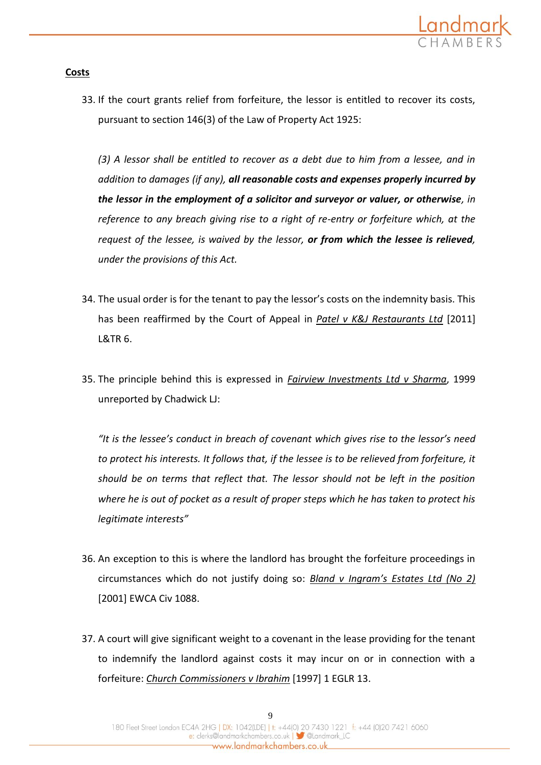## Costs

33. If the court grants relief from forfeiture, the lessor is entitled to recover its costs, pursuant to section 146(3) of the Law of Property Act 1925:

    *(3) A lessor shall be entitled to recover as a debt due to him from a lessee, and in addition to damages (if any),* ***all reasonable costs and expenses properly incurred by the lessor in the employment of a solicitor and surveyor or valuer, or otherwise****, in reference to any breach giving rise to a right of re-entry or forfeiture which, at the request of the lessee, is waived by the lessor,* ***or from which the lessee is relieved****, under the provisions of this Act.*

34. The usual order is for the tenant to pay the lessor's costs on the indemnity basis. This has been reaffirmed by the Court of Appeal in *Patel v K&J Restaurants Ltd* [2011] L&TR 6.

35. The principle behind this is expressed in *Fairview Investments Ltd v Sharma*, 1999 unreported by Chadwick LJ:

    *"It is the lessee's conduct in breach of covenant which gives rise to the lessor's need to protect his interests. It follows that, if the lessee is to be relieved from forfeiture, it should be on terms that reflect that. The lessor should not be left in the position where he is out of pocket as a result of proper steps which he has taken to protect his legitimate interests"*

36. An exception to this is where the landlord has brought the forfeiture proceedings in circumstances which do not justify doing so: *Bland v Ingram's Estates Ltd (No 2)* [2001] EWCA Civ 1088.

37. A court will give significant weight to a covenant in the lease providing for the tenant to indemnify the landlord against costs it may incur on or in connection with a forfeiture: *Church Commissioners v Ibrahim* [1997] 1 EGLR 13.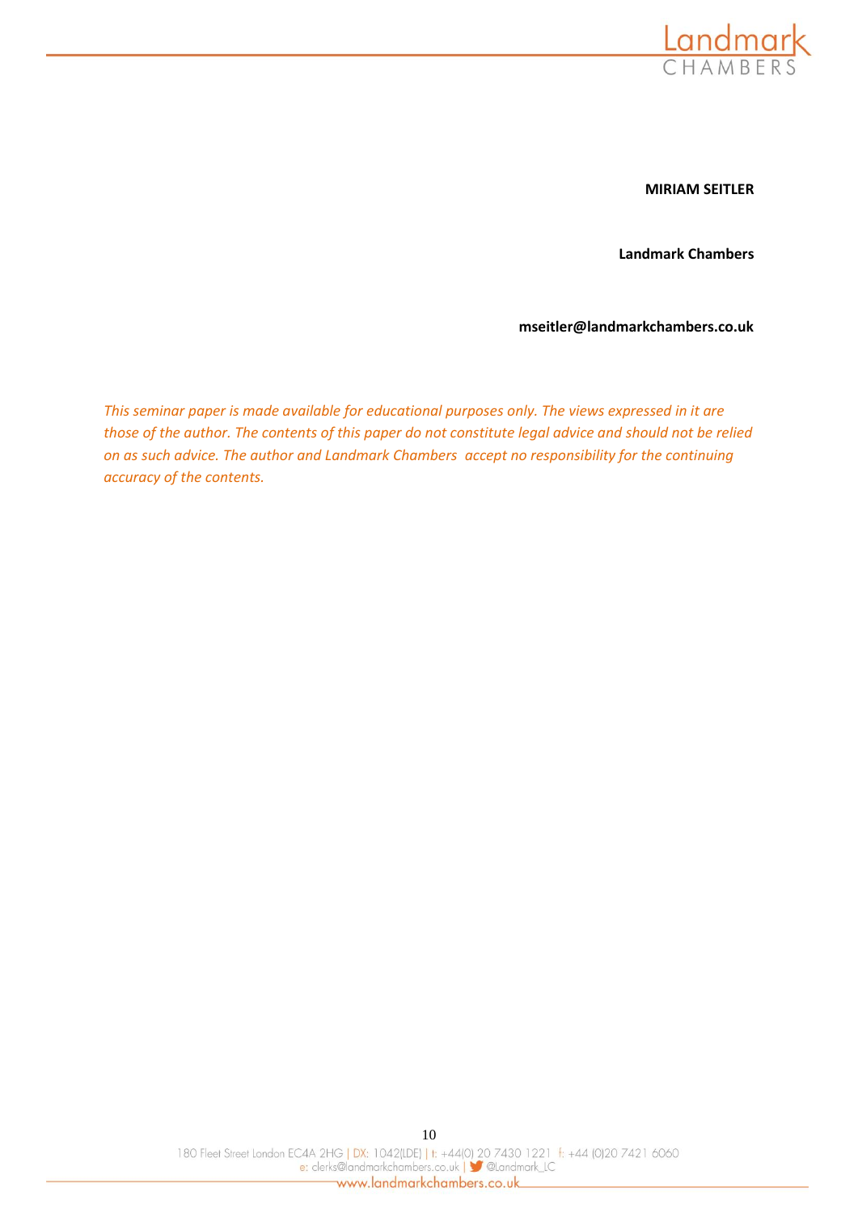**MIRIAM SEITLER**

**Landmark Chambers**

**mseitler@landmarkchambers.co.uk**

*This seminar paper is made available for educational purposes only. The views expressed in it are those of the author. The contents of this paper do not constitute legal advice and should not be relied on as such advice. The author and Landmark Chambers accept no responsibility for the continuing accuracy of the contents.*